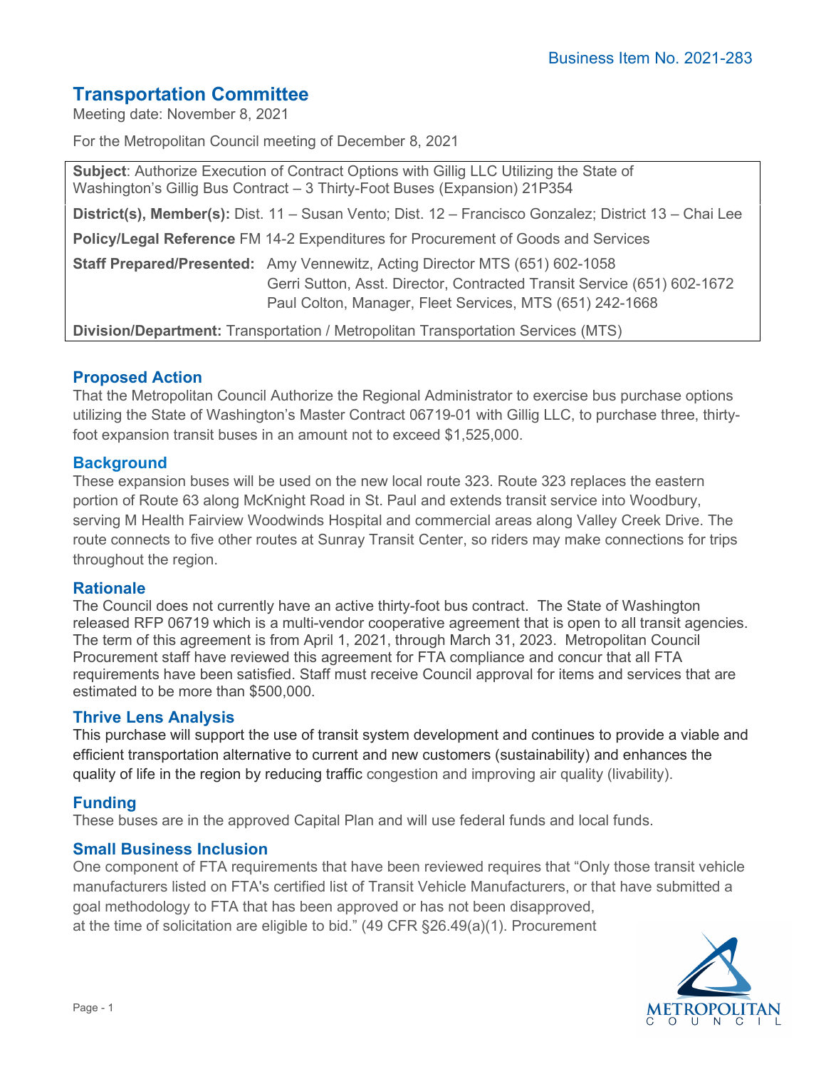Business Item No. 2021-283

# Transportation Committee

Meeting date: November 8, 2021

For the Metropolitan Council meeting of December 8, 2021

**Subject**: Authorize Execution of Contract Options with Gillig LLC Utilizing the State of Washington's Gillig Bus Contract – 3 Thirty-Foot Buses (Expansion) 21P354

**District(s), Member(s):** Dist. 11 – Susan Vento; Dist. 12 – Francisco Gonzalez; District 13 – Chai Lee

**Policy/Legal Reference** FM 14-2 Expenditures for Procurement of Goods and Services

**Staff Prepared/Presented:** Amy Vennewitz, Acting Director MTS (651) 602-1058
Gerri Sutton, Asst. Director, Contracted Transit Service (651) 602-1672
Paul Colton, Manager, Fleet Services, MTS (651) 242-1668

**Division/Department:** Transportation / Metropolitan Transportation Services (MTS)

## Proposed Action

That the Metropolitan Council Authorize the Regional Administrator to exercise bus purchase options utilizing the State of Washington's Master Contract 06719-01 with Gillig LLC, to purchase three, thirty-foot expansion transit buses in an amount not to exceed $1,525,000.

## Background

These expansion buses will be used on the new local route 323. Route 323 replaces the eastern portion of Route 63 along McKnight Road in St. Paul and extends transit service into Woodbury, serving M Health Fairview Woodwinds Hospital and commercial areas along Valley Creek Drive. The route connects to five other routes at Sunray Transit Center, so riders may make connections for trips throughout the region.

## Rationale

The Council does not currently have an active thirty-foot bus contract. The State of Washington released RFP 06719 which is a multi-vendor cooperative agreement that is open to all transit agencies. The term of this agreement is from April 1, 2021, through March 31, 2023. Metropolitan Council Procurement staff have reviewed this agreement for FTA compliance and concur that all FTA requirements have been satisfied. Staff must receive Council approval for items and services that are estimated to be more than $500,000.

## Thrive Lens Analysis

This purchase will support the use of transit system development and continues to provide a viable and efficient transportation alternative to current and new customers (sustainability) and enhances the quality of life in the region by reducing traffic congestion and improving air quality (livability).

## Funding

These buses are in the approved Capital Plan and will use federal funds and local funds.

## Small Business Inclusion

One component of FTA requirements that have been reviewed requires that "Only those transit vehicle manufacturers listed on FTA's certified list of Transit Vehicle Manufacturers, or that have submitted a goal methodology to FTA that has been approved or has not been disapproved, at the time of solicitation are eligible to bid." (49 CFR §26.49(a)(1). Procurement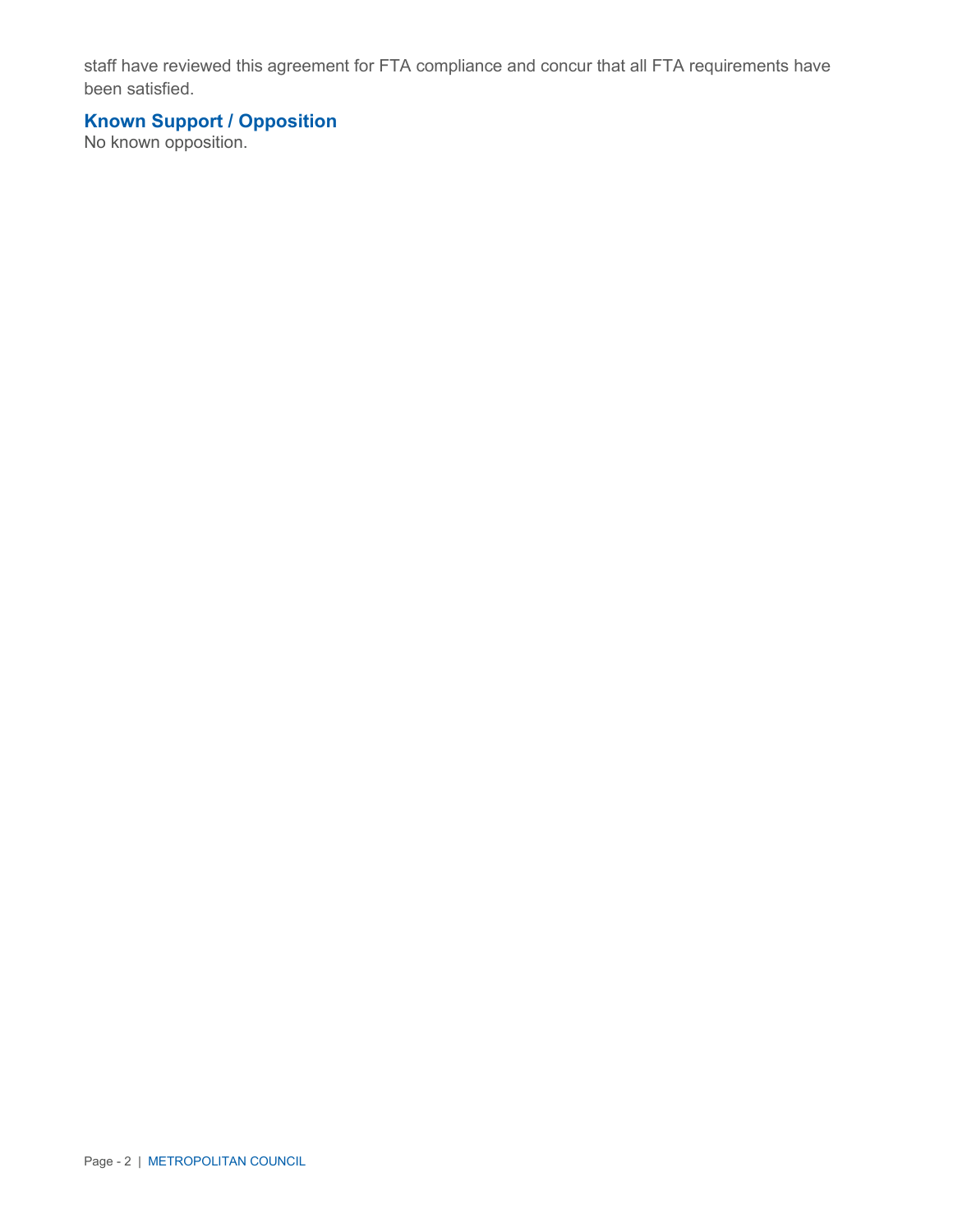staff have reviewed this agreement for FTA compliance and concur that all FTA requirements have been satisfied.

## Known Support / Opposition

No known opposition.